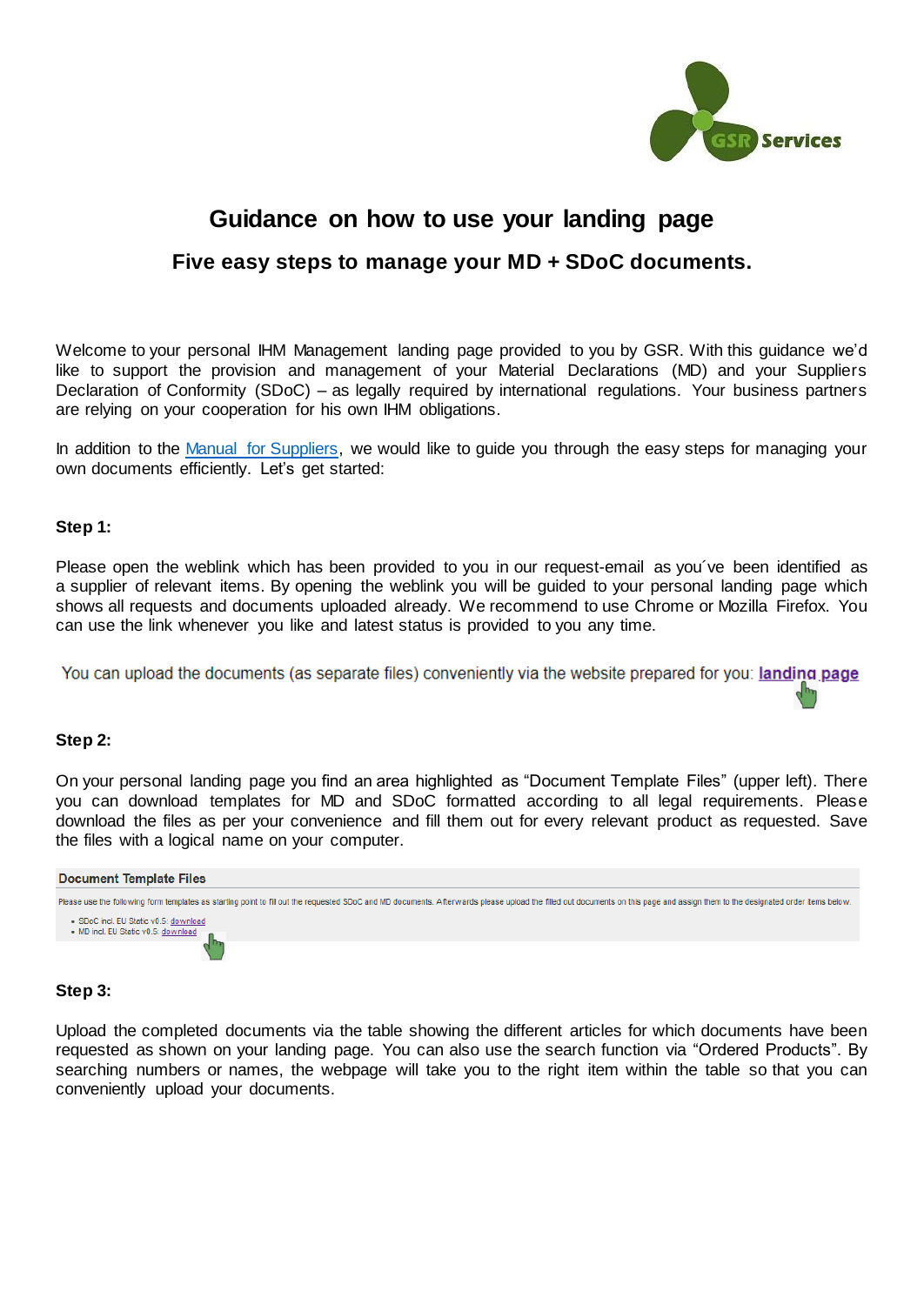# Guidance on how to use your landing page

## Five easy steps to manage your MD + SDoC documents.

Welcome to your personal IHM Management landing page provided to you by GSR. With this guidance we'd like to support the provision and management of your Material Declarations (MD) and your Suppliers Declaration of Conformity (SDoC) – as legally required by international regulations. Your business partners are relying on your cooperation for his own IHM obligations.

In addition to the Manual for Suppliers, we would like to guide you through the easy steps for managing your own documents efficiently. Let's get started:

**Step 1:**

Please open the weblink which has been provided to you in our request-email as you´ve been identified as a supplier of relevant items. By opening the weblink you will be guided to your personal landing page which shows all requests and documents uploaded already. We recommend to use Chrome or Mozilla Firefox. You can use the link whenever you like and latest status is provided to you any time.

You can upload the documents (as separate files) conveniently via the website prepared for you: **landing page**

**Step 2:**

On your personal landing page you find an area highlighted as "Document Template Files" (upper left). There you can download templates for MD and SDoC formatted according to all legal requirements. Please download the files as per your convenience and fill them out for every relevant product as requested. Save the files with a logical name on your computer.

**Document Template Files**

Please use the following form templates as starting point to fill out the requested SDoC and MD documents. Afterwards please upload the filled out documents on this page and assign them to the designated order items below.

- SDoC incl. EU Static v0.5: download
- MD incl. EU Static v0.5: download

**Step 3:**

Upload the completed documents via the table showing the different articles for which documents have been requested as shown on your landing page. You can also use the search function via "Ordered Products". By searching numbers or names, the webpage will take you to the right item within the table so that you can conveniently upload your documents.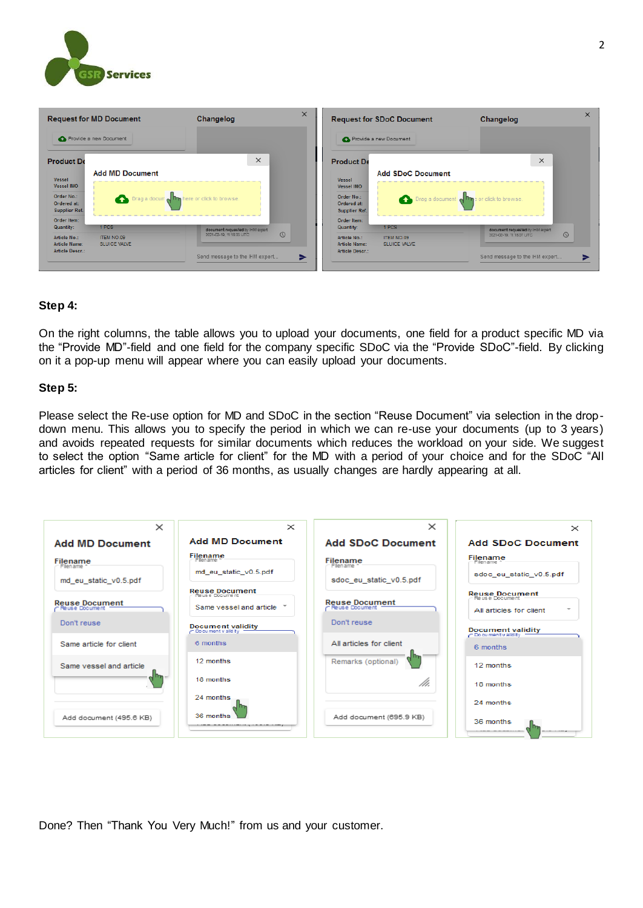**Step 4:**

On the right columns, the table allows you to upload your documents, one field for a product specific MD via the “Provide MD”-field and one field for the company specific SDoC via the “Provide SDoC”-field. By clicking on it a pop-up menu will appear where you can easily upload your documents.

**Step 5:**

Please select the Re-use option for MD and SDoC in the section “Reuse Document” via selection in the drop-down menu. This allows you to specify the period in which we can re-use your documents (up to 3 years) and avoids repeated requests for similar documents which reduces the workload on your side. We suggest to select the option “Same article for client” for the MD with a period of your choice and for the SDoC “All articles for client” with a period of 36 months, as usually changes are hardly appearing at all.

Done? Then “Thank You Very Much!” from us and your customer.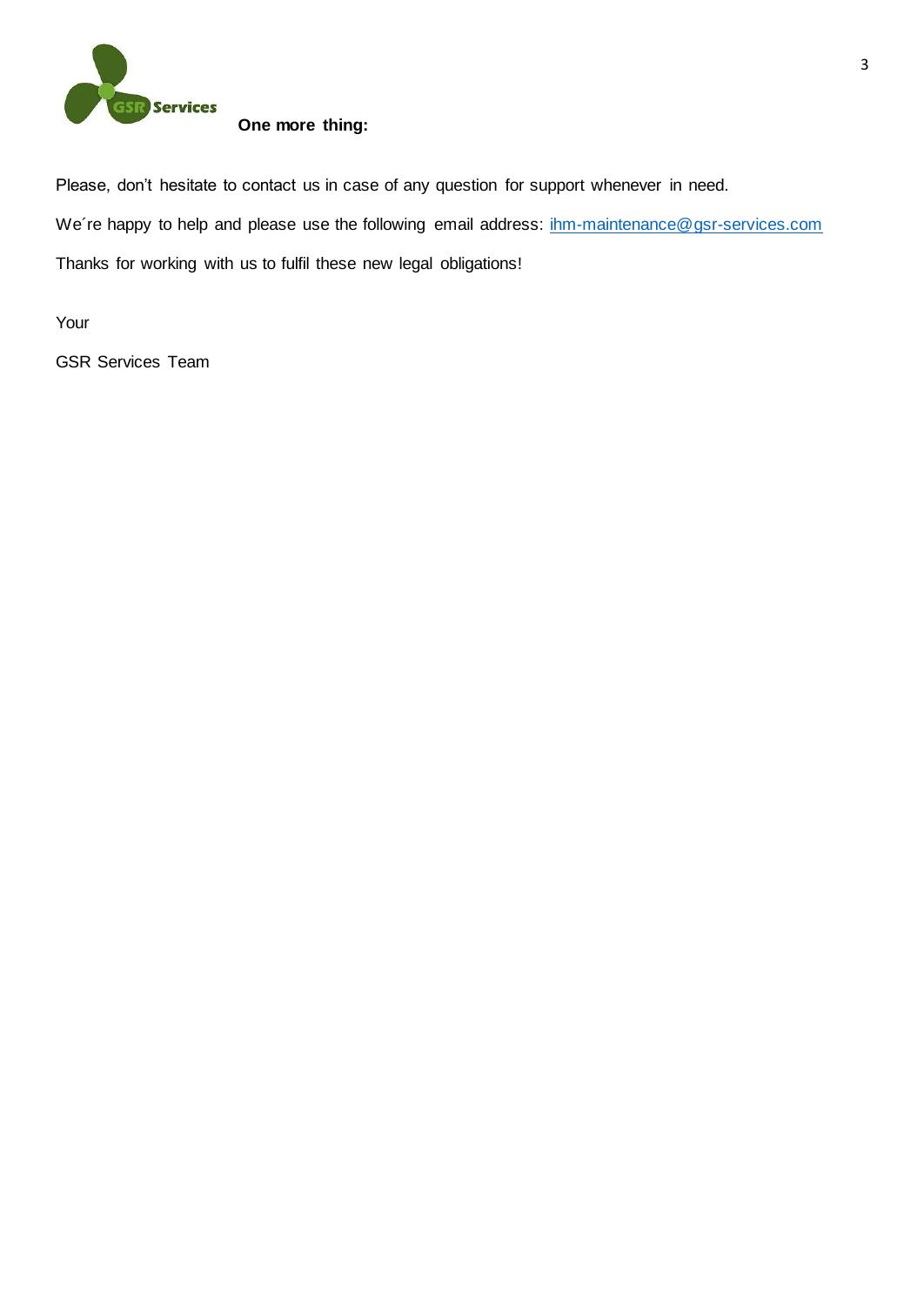**One more thing:**

Please, don’t hesitate to contact us in case of any question for support whenever in need.

We´re happy to help and please use the following email address: ihm-maintenance@gsr-services.com

Thanks for working with us to fulfil these new legal obligations!

Your

GSR Services Team